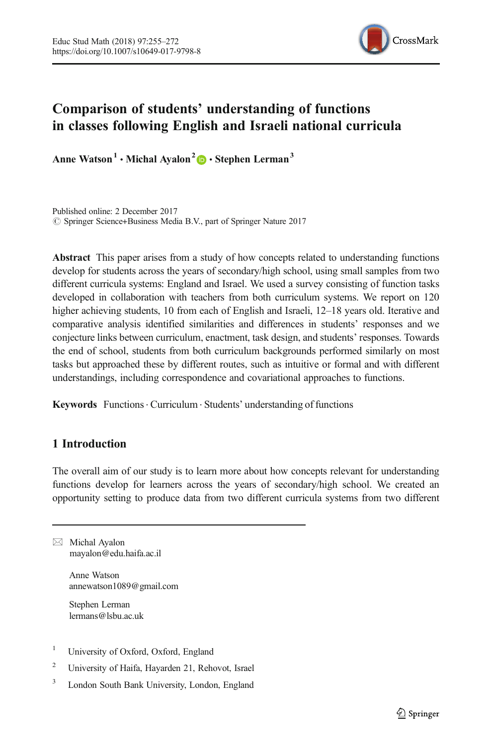# Comparison of students' understanding of functions in classes following English and Israeli national curricula

**Anne Watson** [1] · **Michal Ayalon** [2] · **Stephen Lerman** [3]

Published online: 2 December 2017
© Springer Science+Business Media B.V., part of Springer Nature 2017

**Abstract** This paper arises from a study of how concepts related to understanding functions develop for students across the years of secondary/high school, using small samples from two different curricula systems: England and Israel. We used a survey consisting of function tasks developed in collaboration with teachers from both curriculum systems. We report on 120 higher achieving students, 10 from each of English and Israeli, 12–18 years old. Iterative and comparative analysis identified similarities and differences in students' responses and we conjecture links between curriculum, enactment, task design, and students' responses. Towards the end of school, students from both curriculum backgrounds performed similarly on most tasks but approached these by different routes, such as intuitive or formal and with different understandings, including correspondence and covariational approaches to functions.

**Keywords** Functions · Curriculum · Students' understanding of functions

## 1 Introduction

The overall aim of our study is to learn more about how concepts relevant for understanding functions develop for learners across the years of secondary/high school. We created an opportunity setting to produce data from two different curricula systems from two different

---

✉ Michal Ayalon
mayalon@edu.haifa.ac.il

Anne Watson
annewatson1089@gmail.com

Stephen Lerman
lermans@lsbu.ac.uk

[1] University of Oxford, Oxford, England

[2] University of Haifa, Hayarden 21, Rehovot, Israel

[3] London South Bank University, London, England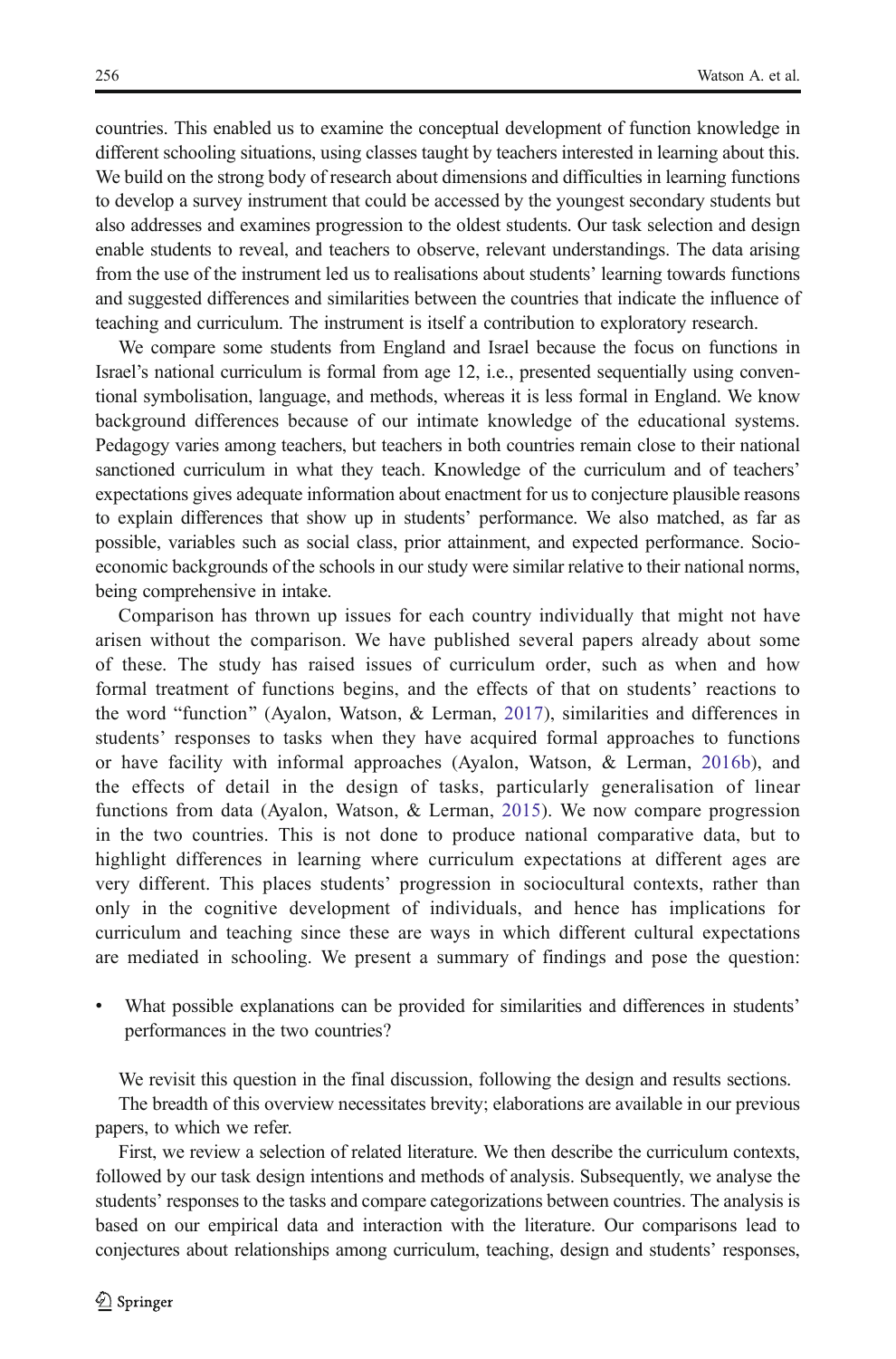countries. This enabled us to examine the conceptual development of function knowledge in different schooling situations, using classes taught by teachers interested in learning about this. We build on the strong body of research about dimensions and difficulties in learning functions to develop a survey instrument that could be accessed by the youngest secondary students but also addresses and examines progression to the oldest students. Our task selection and design enable students to reveal, and teachers to observe, relevant understandings. The data arising from the use of the instrument led us to realisations about students' learning towards functions and suggested differences and similarities between the countries that indicate the influence of teaching and curriculum. The instrument is itself a contribution to exploratory research.

We compare some students from England and Israel because the focus on functions in Israel's national curriculum is formal from age 12, i.e., presented sequentially using conventional symbolisation, language, and methods, whereas it is less formal in England. We know background differences because of our intimate knowledge of the educational systems. Pedagogy varies among teachers, but teachers in both countries remain close to their national sanctioned curriculum in what they teach. Knowledge of the curriculum and of teachers' expectations gives adequate information about enactment for us to conjecture plausible reasons to explain differences that show up in students' performance. We also matched, as far as possible, variables such as social class, prior attainment, and expected performance. Socio-economic backgrounds of the schools in our study were similar relative to their national norms, being comprehensive in intake.

Comparison has thrown up issues for each country individually that might not have arisen without the comparison. We have published several papers already about some of these. The study has raised issues of curriculum order, such as when and how formal treatment of functions begins, and the effects of that on students' reactions to the word "function" (Ayalon, Watson, & Lerman, 2017), similarities and differences in students' responses to tasks when they have acquired formal approaches to functions or have facility with informal approaches (Ayalon, Watson, & Lerman, 2016b), and the effects of detail in the design of tasks, particularly generalisation of linear functions from data (Ayalon, Watson, & Lerman, 2015). We now compare progression in the two countries. This is not done to produce national comparative data, but to highlight differences in learning where curriculum expectations at different ages are very different. This places students' progression in sociocultural contexts, rather than only in the cognitive development of individuals, and hence has implications for curriculum and teaching since these are ways in which different cultural expectations are mediated in schooling. We present a summary of findings and pose the question:

- What possible explanations can be provided for similarities and differences in students' performances in the two countries?

We revisit this question in the final discussion, following the design and results sections.

The breadth of this overview necessitates brevity; elaborations are available in our previous papers, to which we refer.

First, we review a selection of related literature. We then describe the curriculum contexts, followed by our task design intentions and methods of analysis. Subsequently, we analyse the students' responses to the tasks and compare categorizations between countries. The analysis is based on our empirical data and interaction with the literature. Our comparisons lead to conjectures about relationships among curriculum, teaching, design and students' responses,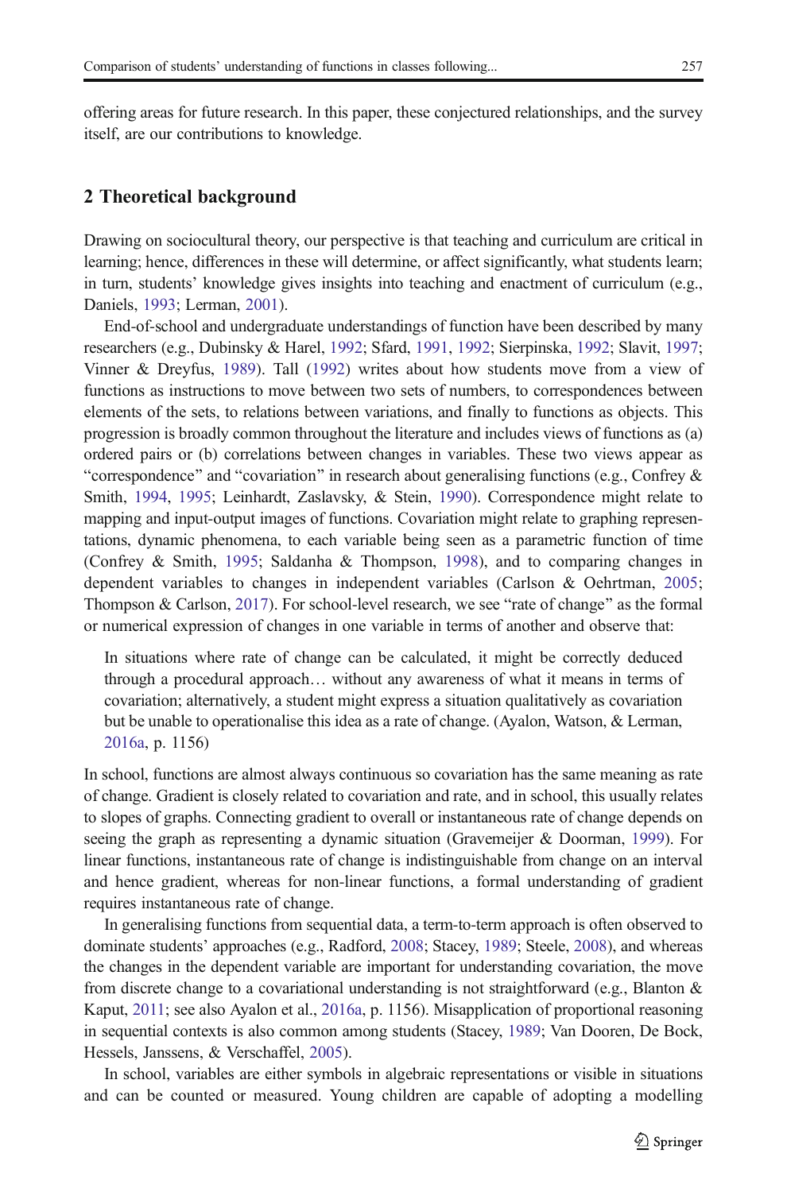offering areas for future research. In this paper, these conjectured relationships, and the survey itself, are our contributions to knowledge.

## 2 Theoretical background

Drawing on sociocultural theory, our perspective is that teaching and curriculum are critical in learning; hence, differences in these will determine, or affect significantly, what students learn; in turn, students' knowledge gives insights into teaching and enactment of curriculum (e.g., Daniels, 1993; Lerman, 2001).

End-of-school and undergraduate understandings of function have been described by many researchers (e.g., Dubinsky & Harel, 1992; Sfard, 1991, 1992; Sierpinska, 1992; Slavit, 1997; Vinner & Dreyfus, 1989). Tall (1992) writes about how students move from a view of functions as instructions to move between two sets of numbers, to correspondences between elements of the sets, to relations between variations, and finally to functions as objects. This progression is broadly common throughout the literature and includes views of functions as (a) ordered pairs or (b) correlations between changes in variables. These two views appear as "correspondence" and "covariation" in research about generalising functions (e.g., Confrey & Smith, 1994, 1995; Leinhardt, Zaslavsky, & Stein, 1990). Correspondence might relate to mapping and input-output images of functions. Covariation might relate to graphing representations, dynamic phenomena, to each variable being seen as a parametric function of time (Confrey & Smith, 1995; Saldanha & Thompson, 1998), and to comparing changes in dependent variables to changes in independent variables (Carlson & Oehrtman, 2005; Thompson & Carlson, 2017). For school-level research, we see "rate of change" as the formal or numerical expression of changes in one variable in terms of another and observe that:

> In situations where rate of change can be calculated, it might be correctly deduced through a procedural approach… without any awareness of what it means in terms of covariation; alternatively, a student might express a situation qualitatively as covariation but be unable to operationalise this idea as a rate of change. (Ayalon, Watson, & Lerman, 2016a, p. 1156)

In school, functions are almost always continuous so covariation has the same meaning as rate of change. Gradient is closely related to covariation and rate, and in school, this usually relates to slopes of graphs. Connecting gradient to overall or instantaneous rate of change depends on seeing the graph as representing a dynamic situation (Gravemeijer & Doorman, 1999). For linear functions, instantaneous rate of change is indistinguishable from change on an interval and hence gradient, whereas for non-linear functions, a formal understanding of gradient requires instantaneous rate of change.

In generalising functions from sequential data, a term-to-term approach is often observed to dominate students' approaches (e.g., Radford, 2008; Stacey, 1989; Steele, 2008), and whereas the changes in the dependent variable are important for understanding covariation, the move from discrete change to a covariational understanding is not straightforward (e.g., Blanton & Kaput, 2011; see also Ayalon et al., 2016a, p. 1156). Misapplication of proportional reasoning in sequential contexts is also common among students (Stacey, 1989; Van Dooren, De Bock, Hessels, Janssens, & Verschaffel, 2005).

In school, variables are either symbols in algebraic representations or visible in situations and can be counted or measured. Young children are capable of adopting a modelling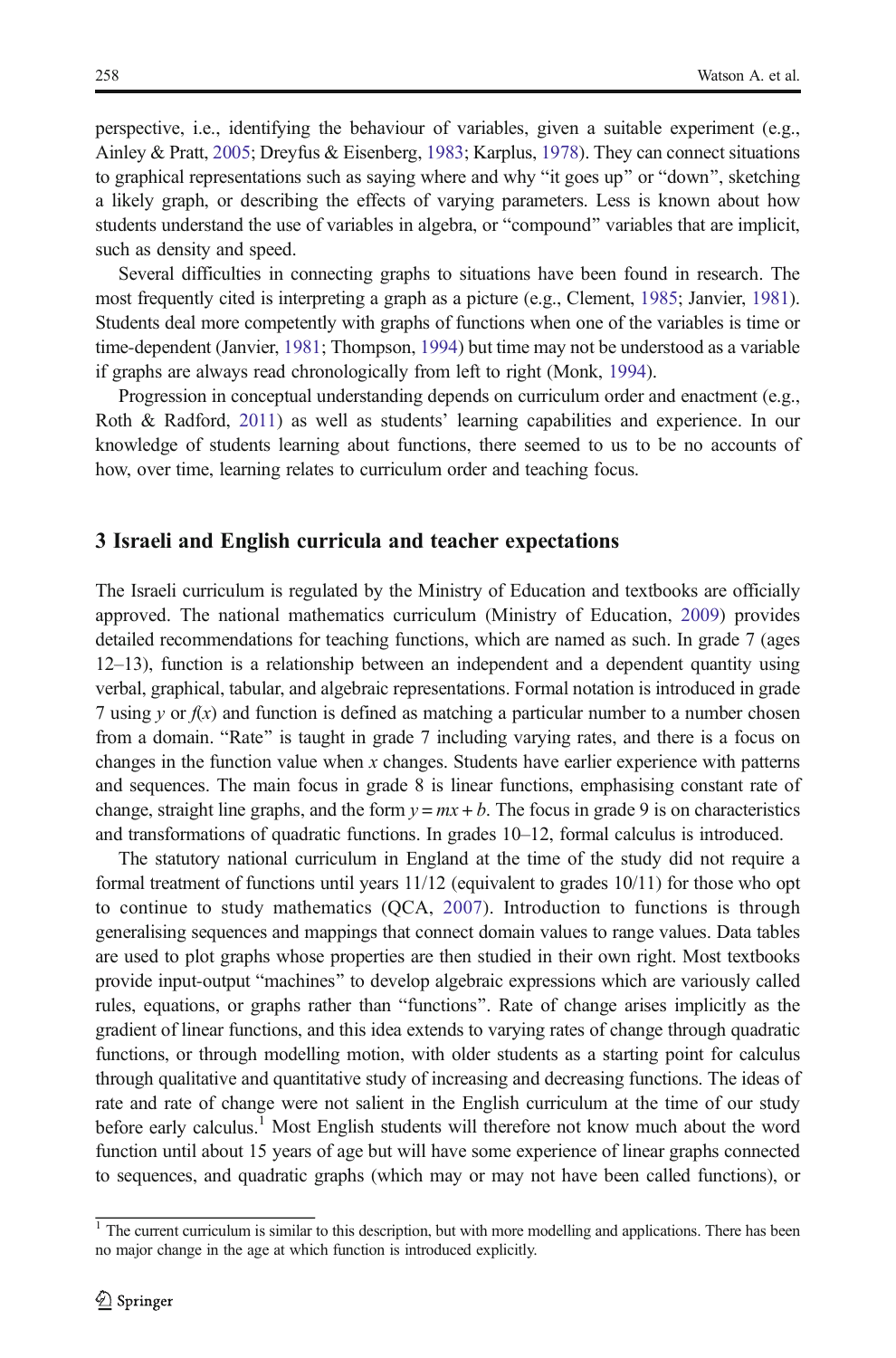perspective, i.e., identifying the behaviour of variables, given a suitable experiment (e.g., Ainley & Pratt, 2005; Dreyfus & Eisenberg, 1983; Karplus, 1978). They can connect situations to graphical representations such as saying where and why "it goes up" or "down", sketching a likely graph, or describing the effects of varying parameters. Less is known about how students understand the use of variables in algebra, or "compound" variables that are implicit, such as density and speed.

Several difficulties in connecting graphs to situations have been found in research. The most frequently cited is interpreting a graph as a picture (e.g., Clement, 1985; Janvier, 1981). Students deal more competently with graphs of functions when one of the variables is time or time-dependent (Janvier, 1981; Thompson, 1994) but time may not be understood as a variable if graphs are always read chronologically from left to right (Monk, 1994).

Progression in conceptual understanding depends on curriculum order and enactment (e.g., Roth & Radford, 2011) as well as students' learning capabilities and experience. In our knowledge of students learning about functions, there seemed to us to be no accounts of how, over time, learning relates to curriculum order and teaching focus.

## 3 Israeli and English curricula and teacher expectations

The Israeli curriculum is regulated by the Ministry of Education and textbooks are officially approved. The national mathematics curriculum (Ministry of Education, 2009) provides detailed recommendations for teaching functions, which are named as such. In grade 7 (ages 12–13), function is a relationship between an independent and a dependent quantity using verbal, graphical, tabular, and algebraic representations. Formal notation is introduced in grade 7 using $y$ or $f(x)$ and function is defined as matching a particular number to a number chosen from a domain. "Rate" is taught in grade 7 including varying rates, and there is a focus on changes in the function value when $x$ changes. Students have earlier experience with patterns and sequences. The main focus in grade 8 is linear functions, emphasising constant rate of change, straight line graphs, and the form $y = mx + b$. The focus in grade 9 is on characteristics and transformations of quadratic functions. In grades 10–12, formal calculus is introduced.

The statutory national curriculum in England at the time of the study did not require a formal treatment of functions until years 11/12 (equivalent to grades 10/11) for those who opt to continue to study mathematics (QCA, 2007). Introduction to functions is through generalising sequences and mappings that connect domain values to range values. Data tables are used to plot graphs whose properties are then studied in their own right. Most textbooks provide input-output "machines" to develop algebraic expressions which are variously called rules, equations, or graphs rather than "functions". Rate of change arises implicitly as the gradient of linear functions, and this idea extends to varying rates of change through quadratic functions, or through modelling motion, with older students as a starting point for calculus through qualitative and quantitative study of increasing and decreasing functions. The ideas of rate and rate of change were not salient in the English curriculum at the time of our study before early calculus.[1] Most English students will therefore not know much about the word function until about 15 years of age but will have some experience of linear graphs connected to sequences, and quadratic graphs (which may or may not have been called functions), or

[1] The current curriculum is similar to this description, but with more modelling and applications. There has been no major change in the age at which function is introduced explicitly.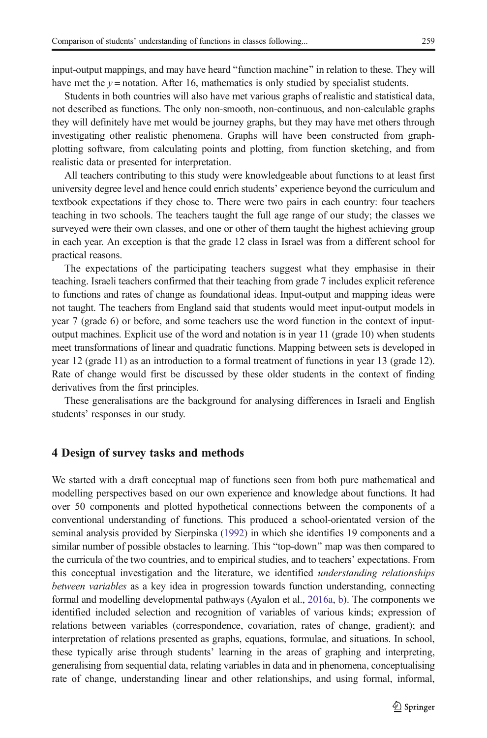input-output mappings, and may have heard "function machine" in relation to these. They will have met the $y =$ notation. After 16, mathematics is only studied by specialist students.

Students in both countries will also have met various graphs of realistic and statistical data, not described as functions. The only non-smooth, non-continuous, and non-calculable graphs they will definitely have met would be journey graphs, but they may have met others through investigating other realistic phenomena. Graphs will have been constructed from graph-plotting software, from calculating points and plotting, from function sketching, and from realistic data or presented for interpretation.

All teachers contributing to this study were knowledgeable about functions to at least first university degree level and hence could enrich students' experience beyond the curriculum and textbook expectations if they chose to. There were two pairs in each country: four teachers teaching in two schools. The teachers taught the full age range of our study; the classes we surveyed were their own classes, and one or other of them taught the highest achieving group in each year. An exception is that the grade 12 class in Israel was from a different school for practical reasons.

The expectations of the participating teachers suggest what they emphasise in their teaching. Israeli teachers confirmed that their teaching from grade 7 includes explicit reference to functions and rates of change as foundational ideas. Input-output and mapping ideas were not taught. The teachers from England said that students would meet input-output models in year 7 (grade 6) or before, and some teachers use the word function in the context of input-output machines. Explicit use of the word and notation is in year 11 (grade 10) when students meet transformations of linear and quadratic functions. Mapping between sets is developed in year 12 (grade 11) as an introduction to a formal treatment of functions in year 13 (grade 12). Rate of change would first be discussed by these older students in the context of finding derivatives from the first principles.

These generalisations are the background for analysing differences in Israeli and English students' responses in our study.

## 4 Design of survey tasks and methods

We started with a draft conceptual map of functions seen from both pure mathematical and modelling perspectives based on our own experience and knowledge about functions. It had over 50 components and plotted hypothetical connections between the components of a conventional understanding of functions. This produced a school-orientated version of the seminal analysis provided by Sierpinska (1992) in which she identifies 19 components and a similar number of possible obstacles to learning. This "top-down" map was then compared to the curricula of the two countries, and to empirical studies, and to teachers' expectations. From this conceptual investigation and the literature, we identified *understanding relationships between variables* as a key idea in progression towards function understanding, connecting formal and modelling developmental pathways (Ayalon et al., 2016a, b). The components we identified included selection and recognition of variables of various kinds; expression of relations between variables (correspondence, covariation, rates of change, gradient); and interpretation of relations presented as graphs, equations, formulae, and situations. In school, these typically arise through students' learning in the areas of graphing and interpreting, generalising from sequential data, relating variables in data and in phenomena, conceptualising rate of change, understanding linear and other relationships, and using formal, informal,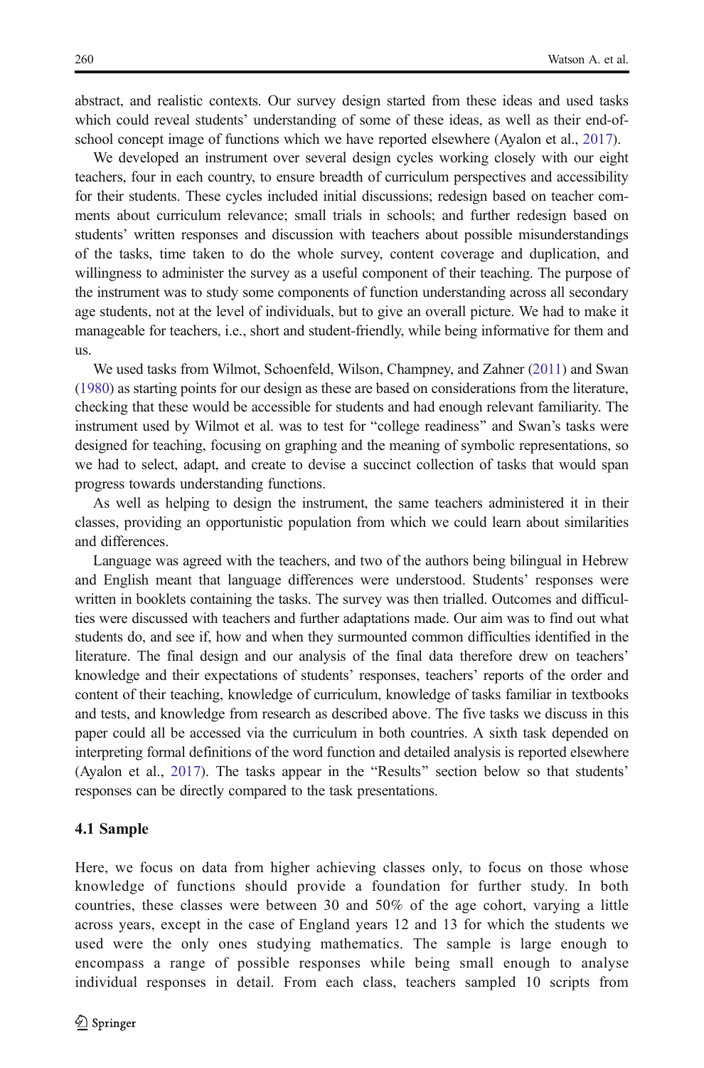abstract, and realistic contexts. Our survey design started from these ideas and used tasks which could reveal students' understanding of some of these ideas, as well as their end-of-school concept image of functions which we have reported elsewhere (Ayalon et al., 2017).

We developed an instrument over several design cycles working closely with our eight teachers, four in each country, to ensure breadth of curriculum perspectives and accessibility for their students. These cycles included initial discussions; redesign based on teacher comments about curriculum relevance; small trials in schools; and further redesign based on students' written responses and discussion with teachers about possible misunderstandings of the tasks, time taken to do the whole survey, content coverage and duplication, and willingness to administer the survey as a useful component of their teaching. The purpose of the instrument was to study some components of function understanding across all secondary age students, not at the level of individuals, but to give an overall picture. We had to make it manageable for teachers, i.e., short and student-friendly, while being informative for them and us.

We used tasks from Wilmot, Schoenfeld, Wilson, Champney, and Zahner (2011) and Swan (1980) as starting points for our design as these are based on considerations from the literature, checking that these would be accessible for students and had enough relevant familiarity. The instrument used by Wilmot et al. was to test for "college readiness" and Swan's tasks were designed for teaching, focusing on graphing and the meaning of symbolic representations, so we had to select, adapt, and create to devise a succinct collection of tasks that would span progress towards understanding functions.

As well as helping to design the instrument, the same teachers administered it in their classes, providing an opportunistic population from which we could learn about similarities and differences.

Language was agreed with the teachers, and two of the authors being bilingual in Hebrew and English meant that language differences were understood. Students' responses were written in booklets containing the tasks. The survey was then trialled. Outcomes and difficulties were discussed with teachers and further adaptations made. Our aim was to find out what students do, and see if, how and when they surmounted common difficulties identified in the literature. The final design and our analysis of the final data therefore drew on teachers' knowledge and their expectations of students' responses, teachers' reports of the order and content of their teaching, knowledge of curriculum, knowledge of tasks familiar in textbooks and tests, and knowledge from research as described above. The five tasks we discuss in this paper could all be accessed via the curriculum in both countries. A sixth task depended on interpreting formal definitions of the word function and detailed analysis is reported elsewhere (Ayalon et al., 2017). The tasks appear in the "Results" section below so that students' responses can be directly compared to the task presentations.

### 4.1 Sample

Here, we focus on data from higher achieving classes only, to focus on those whose knowledge of functions should provide a foundation for further study. In both countries, these classes were between 30 and 50% of the age cohort, varying a little across years, except in the case of England years 12 and 13 for which the students we used were the only ones studying mathematics. The sample is large enough to encompass a range of possible responses while being small enough to analyse individual responses in detail. From each class, teachers sampled 10 scripts from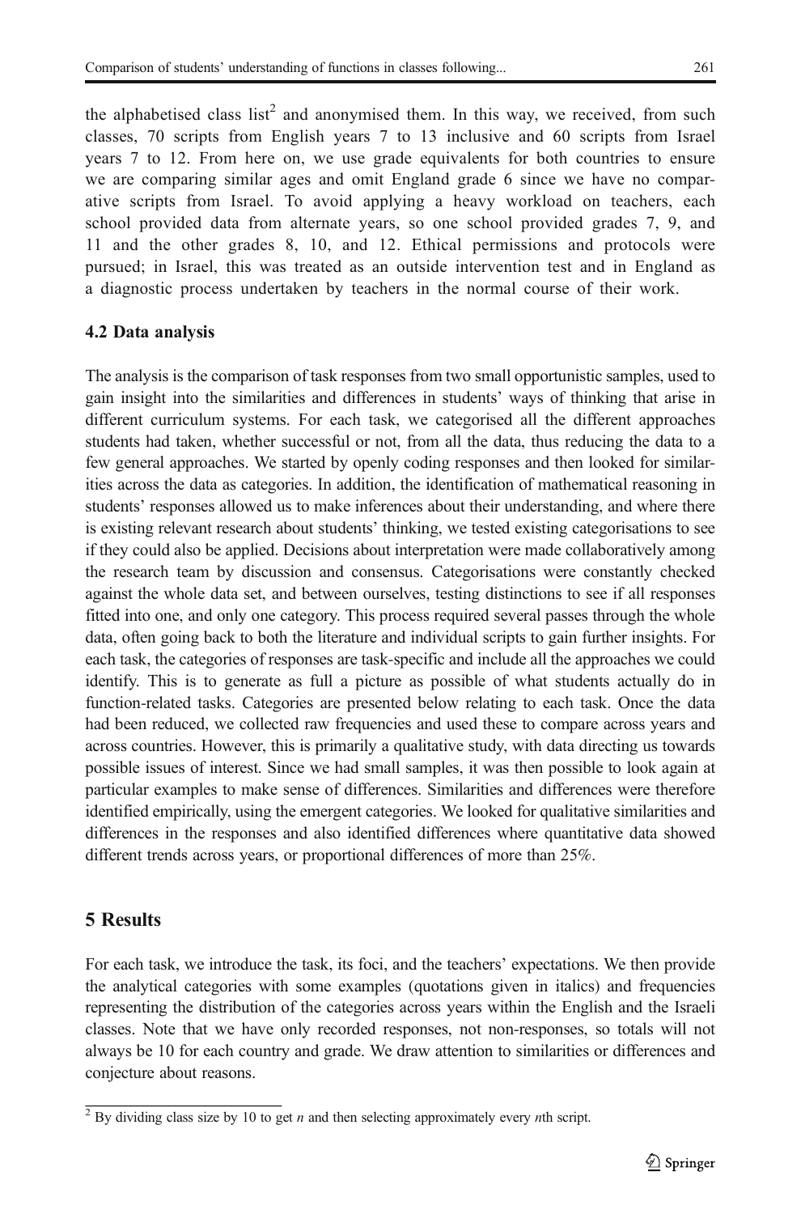the alphabetised class list[2] and anonymised them. In this way, we received, from such classes, 70 scripts from English years 7 to 13 inclusive and 60 scripts from Israel years 7 to 12. From here on, we use grade equivalents for both countries to ensure we are comparing similar ages and omit England grade 6 since we have no comparative scripts from Israel. To avoid applying a heavy workload on teachers, each school provided data from alternate years, so one school provided grades 7, 9, and 11 and the other grades 8, 10, and 12. Ethical permissions and protocols were pursued; in Israel, this was treated as an outside intervention test and in England as a diagnostic process undertaken by teachers in the normal course of their work.

### 4.2 Data analysis

The analysis is the comparison of task responses from two small opportunistic samples, used to gain insight into the similarities and differences in students' ways of thinking that arise in different curriculum systems. For each task, we categorised all the different approaches students had taken, whether successful or not, from all the data, thus reducing the data to a few general approaches. We started by openly coding responses and then looked for similarities across the data as categories. In addition, the identification of mathematical reasoning in students' responses allowed us to make inferences about their understanding, and where there is existing relevant research about students' thinking, we tested existing categorisations to see if they could also be applied. Decisions about interpretation were made collaboratively among the research team by discussion and consensus. Categorisations were constantly checked against the whole data set, and between ourselves, testing distinctions to see if all responses fitted into one, and only one category. This process required several passes through the whole data, often going back to both the literature and individual scripts to gain further insights. For each task, the categories of responses are task-specific and include all the approaches we could identify. This is to generate as full a picture as possible of what students actually do in function-related tasks. Categories are presented below relating to each task. Once the data had been reduced, we collected raw frequencies and used these to compare across years and across countries. However, this is primarily a qualitative study, with data directing us towards possible issues of interest. Since we had small samples, it was then possible to look again at particular examples to make sense of differences. Similarities and differences were therefore identified empirically, using the emergent categories. We looked for qualitative similarities and differences in the responses and also identified differences where quantitative data showed different trends across years, or proportional differences of more than 25%.

## 5 Results

For each task, we introduce the task, its foci, and the teachers' expectations. We then provide the analytical categories with some examples (quotations given in italics) and frequencies representing the distribution of the categories across years within the English and the Israeli classes. Note that we have only recorded responses, not non-responses, so totals will not always be 10 for each country and grade. We draw attention to similarities or differences and conjecture about reasons.

[2] By dividing class size by 10 to get $n$ and then selecting approximately every $n$th script.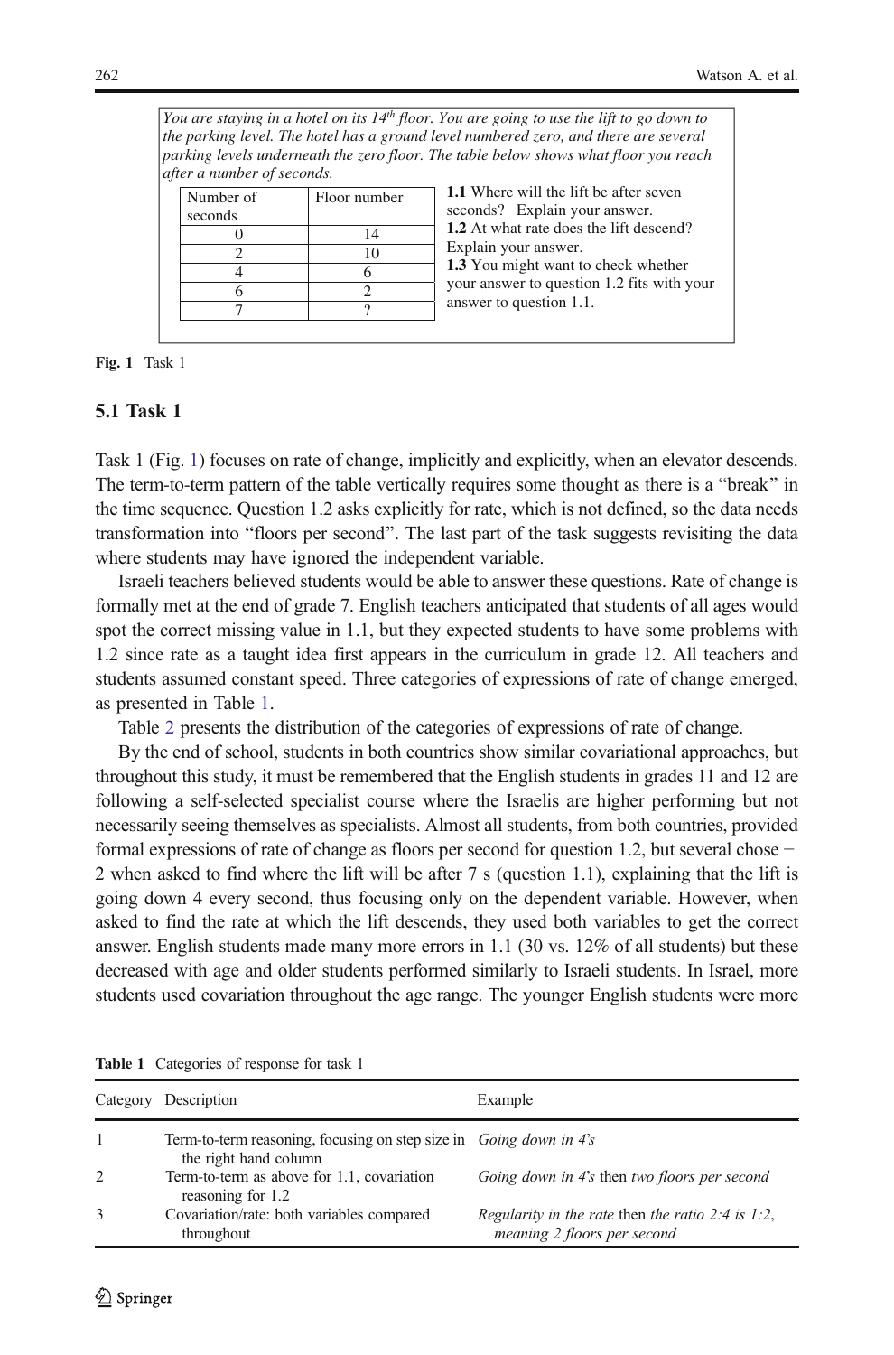*You are staying in a hotel on its 14th floor. You are going to use the lift to go down to the parking level. The hotel has a ground level numbered zero, and there are several parking levels underneath the zero floor. The table below shows what floor you reach after a number of seconds.*

| Number of seconds | Floor number |
|---|---|
| 0 | 14 |
| 2 | 10 |
| 4 | 6 |
| 6 | 2 |
| 7 | ? |

**1.1** Where will the lift be after seven seconds? Explain your answer.
**1.2** At what rate does the lift descend? Explain your answer.
**1.3** You might want to check whether your answer to question 1.2 fits with your answer to question 1.1.

**Fig. 1** Task 1

### 5.1 Task 1

Task 1 (Fig. 1) focuses on rate of change, implicitly and explicitly, when an elevator descends. The term-to-term pattern of the table vertically requires some thought as there is a "break" in the time sequence. Question 1.2 asks explicitly for rate, which is not defined, so the data needs transformation into "floors per second". The last part of the task suggests revisiting the data where students may have ignored the independent variable.

Israeli teachers believed students would be able to answer these questions. Rate of change is formally met at the end of grade 7. English teachers anticipated that students of all ages would spot the correct missing value in 1.1, but they expected students to have some problems with 1.2 since rate as a taught idea first appears in the curriculum in grade 12. All teachers and students assumed constant speed. Three categories of expressions of rate of change emerged, as presented in Table 1.

Table 2 presents the distribution of the categories of expressions of rate of change.

By the end of school, students in both countries show similar covariational approaches, but throughout this study, it must be remembered that the English students in grades 11 and 12 are following a self-selected specialist course where the Israelis are higher performing but not necessarily seeing themselves as specialists. Almost all students, from both countries, provided formal expressions of rate of change as floors per second for question 1.2, but several chose −2 when asked to find where the lift will be after 7 s (question 1.1), explaining that the lift is going down 4 every second, thus focusing only on the dependent variable. However, when asked to find the rate at which the lift descends, they used both variables to get the correct answer. English students made many more errors in 1.1 (30 vs. 12% of all students) but these decreased with age and older students performed similarly to Israeli students. In Israel, more students used covariation throughout the age range. The younger English students were more

**Table 1** Categories of response for task 1

| Category | Description | Example |
|---|---|---|
| 1 | Term-to-term reasoning, focusing on step size in the right hand column | *Going down in 4's* |
| 2 | Term-to-term as above for 1.1, covariation reasoning for 1.2 | *Going down in 4's* then *two floors per second* |
| 3 | Covariation/rate: both variables compared throughout | *Regularity in the rate* then *the ratio 2:4 is 1:2, meaning 2 floors per second* |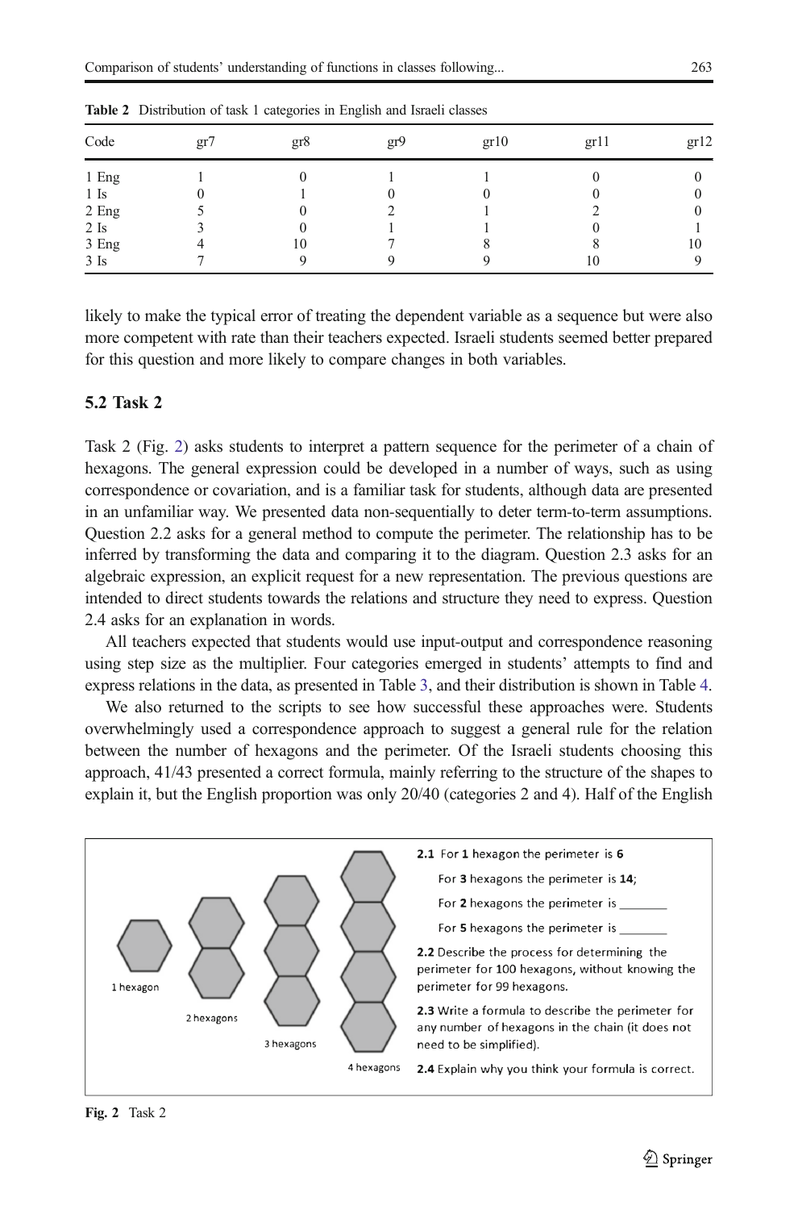**Table 2** Distribution of task 1 categories in English and Israeli classes

| Code | gr7 | gr8 | gr9 | gr10 | gr11 | gr12 |
|---|---|---|---|---|---|---|
| 1 Eng | 1 | 0 | 1 | 1 | 0 | 0 |
| 1 Is | 0 | 1 | 0 | 0 | 0 | 0 |
| 2 Eng | 5 | 0 | 2 | 1 | 2 | 0 |
| 2 Is | 3 | 0 | 1 | 1 | 0 | 1 |
| 3 Eng | 4 | 10 | 7 | 8 | 8 | 10 |
| 3 Is | 7 | 9 | 9 | 9 | 10 | 9 |

likely to make the typical error of treating the dependent variable as a sequence but were also more competent with rate than their teachers expected. Israeli students seemed better prepared for this question and more likely to compare changes in both variables.

### 5.2 Task 2

Task 2 (Fig. 2) asks students to interpret a pattern sequence for the perimeter of a chain of hexagons. The general expression could be developed in a number of ways, such as using correspondence or covariation, and is a familiar task for students, although data are presented in an unfamiliar way. We presented data non-sequentially to deter term-to-term assumptions. Question 2.2 asks for a general method to compute the perimeter. The relationship has to be inferred by transforming the data and comparing it to the diagram. Question 2.3 asks for an algebraic expression, an explicit request for a new representation. The previous questions are intended to direct students towards the relations and structure they need to express. Question 2.4 asks for an explanation in words.

All teachers expected that students would use input-output and correspondence reasoning using step size as the multiplier. Four categories emerged in students' attempts to find and express relations in the data, as presented in Table 3, and their distribution is shown in Table 4.

We also returned to the scripts to see how successful these approaches were. Students overwhelmingly used a correspondence approach to suggest a general rule for the relation between the number of hexagons and the perimeter. Of the Israeli students choosing this approach, 41/43 presented a correct formula, mainly referring to the structure of the shapes to explain it, but the English proportion was only 20/40 (categories 2 and 4). Half of the English

1 hexagon, 2 hexagons, 3 hexagons, 4 hexagons

**2.1** For **1** hexagon the perimeter is **6**

For **3** hexagons the perimeter is **14**;

For **2** hexagons the perimeter is _______

For **5** hexagons the perimeter is _______

**2.2** Describe the process for determining the perimeter for 100 hexagons, without knowing the perimeter for 99 hexagons.

**2.3** Write a formula to describe the perimeter for any number of hexagons in the chain (it does not need to be simplified).

**2.4** Explain why you think your formula is correct.

**Fig. 2** Task 2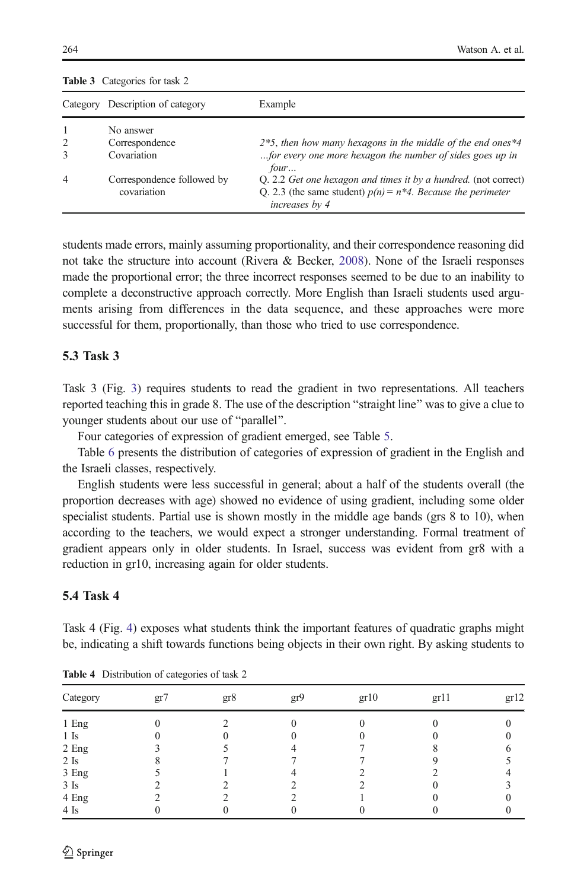**Table 3** Categories for task 2

| Category | Description of category | Example |
|---|---|---|
| 1 | No answer | |
| 2 | Correspondence | *2\*5, then how many hexagons in the middle of the end ones\*4* |
| 3 | Covariation | *…for every one more hexagon the number of sides goes up in four…* |
| 4 | Correspondence followed by covariation | Q. 2.2 *Get one hexagon and times it by a hundred.* (not correct)<br>Q. 2.3 (the same student) *p(n) = n\*4. Because the perimeter increases by 4* |

students made errors, mainly assuming proportionality, and their correspondence reasoning did not take the structure into account (Rivera & Becker, 2008). None of the Israeli responses made the proportional error; the three incorrect responses seemed to be due to an inability to complete a deconstructive approach correctly. More English than Israeli students used arguments arising from differences in the data sequence, and these approaches were more successful for them, proportionally, than those who tried to use correspondence.

### 5.3 Task 3

Task 3 (Fig. 3) requires students to read the gradient in two representations. All teachers reported teaching this in grade 8. The use of the description "straight line" was to give a clue to younger students about our use of "parallel".

Four categories of expression of gradient emerged, see Table 5.

Table 6 presents the distribution of categories of expression of gradient in the English and the Israeli classes, respectively.

English students were less successful in general; about a half of the students overall (the proportion decreases with age) showed no evidence of using gradient, including some older specialist students. Partial use is shown mostly in the middle age bands (grs 8 to 10), when according to the teachers, we would expect a stronger understanding. Formal treatment of gradient appears only in older students. In Israel, success was evident from gr8 with a reduction in gr10, increasing again for older students.

### 5.4 Task 4

Task 4 (Fig. 4) exposes what students think the important features of quadratic graphs might be, indicating a shift towards functions being objects in their own right. By asking students to

**Table 4** Distribution of categories of task 2

| Category | gr7 | gr8 | gr9 | gr10 | gr11 | gr12 |
|---|---|---|---|---|---|---|
| 1 Eng | 0 | 2 | 0 | 0 | 0 | 0 |
| 1 Is | 0 | 0 | 0 | 0 | 0 | 0 |
| 2 Eng | 3 | 5 | 4 | 7 | 8 | 6 |
| 2 Is | 8 | 7 | 7 | 7 | 9 | 5 |
| 3 Eng | 5 | 1 | 4 | 2 | 2 | 4 |
| 3 Is | 2 | 2 | 2 | 2 | 0 | 3 |
| 4 Eng | 2 | 2 | 2 | 1 | 0 | 0 |
| 4 Is | 0 | 0 | 0 | 0 | 0 | 0 |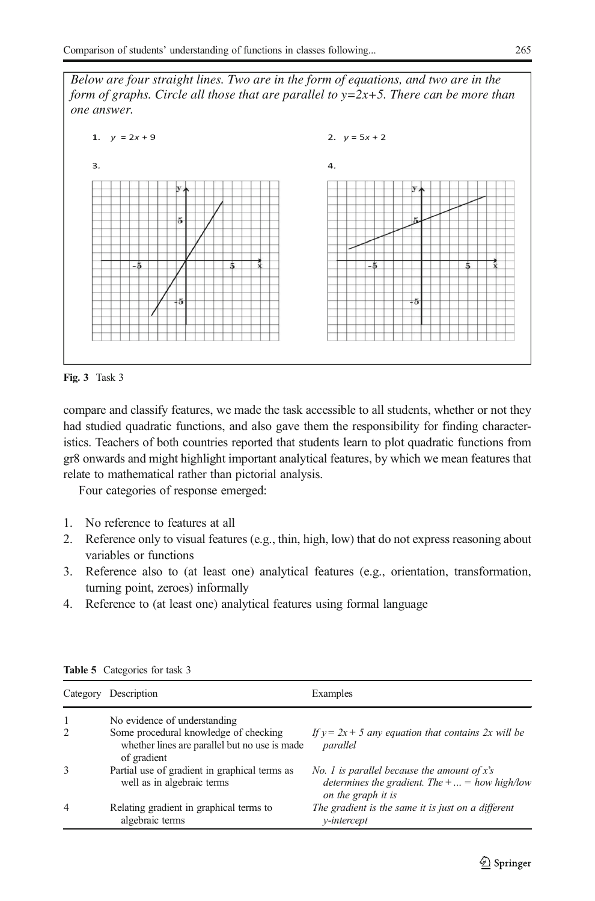*Below are four straight lines. Two are in the form of equations, and two are in the form of graphs. Circle all those that are parallel to y=2x+5. There can be more than one answer.*

1. $y = 2x + 9$
2. $y = 5x + 2$
3. 
4. 

**Fig. 3** Task 3

compare and classify features, we made the task accessible to all students, whether or not they had studied quadratic functions, and also gave them the responsibility for finding characteristics. Teachers of both countries reported that students learn to plot quadratic functions from gr8 onwards and might highlight important analytical features, by which we mean features that relate to mathematical rather than pictorial analysis.

Four categories of response emerged:

1. No reference to features at all
2. Reference only to visual features (e.g., thin, high, low) that do not express reasoning about variables or functions
3. Reference also to (at least one) analytical features (e.g., orientation, transformation, turning point, zeroes) informally
4. Reference to (at least one) analytical features using formal language

**Table 5** Categories for task 3

| Category | Description | Examples |
|---|---|---|
| 1 | No evidence of understanding | |
| 2 | Some procedural knowledge of checking whether lines are parallel but no use is made of gradient | *If $y = 2x + 5$ any equation that contains 2x will be parallel* |
| 3 | Partial use of gradient in graphical terms as well as in algebraic terms | *No. 1 is parallel because the amount of x's determines the gradient. The + ... = how high/low on the graph it is* |
| 4 | Relating gradient in graphical terms to algebraic terms | *The gradient is the same it is just on a different y-intercept* |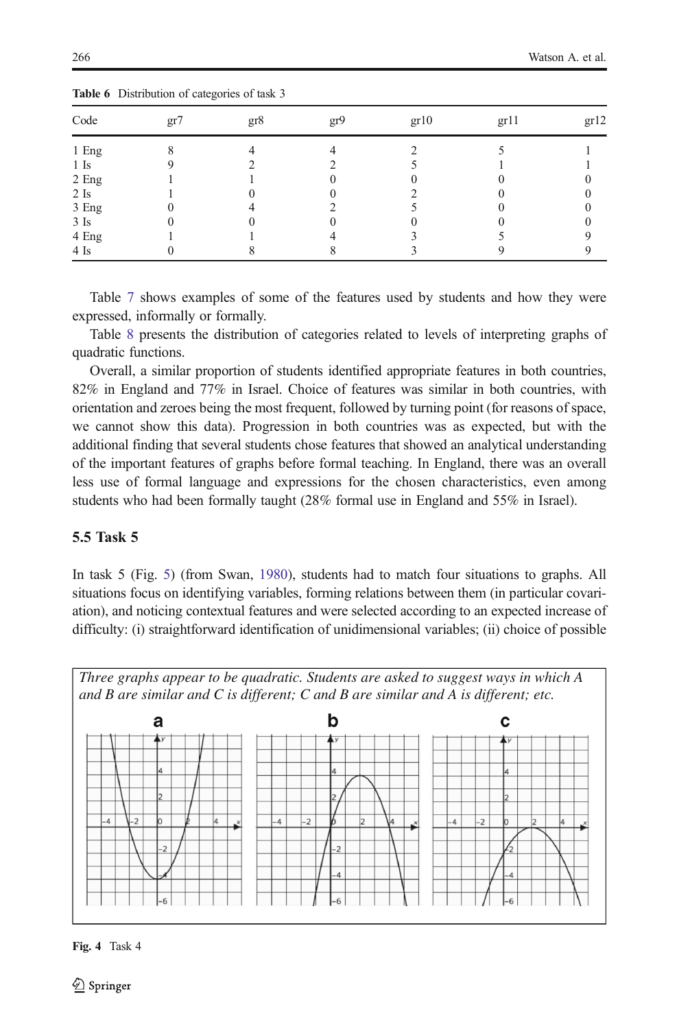**Table 6** Distribution of categories of task 3

| Code | gr7 | gr8 | gr9 | gr10 | gr11 | gr12 |
|---|---|---|---|---|---|---|
| 1 Eng | 8 | 4 | 4 | 2 | 5 | 1 |
| 1 Is | 9 | 2 | 2 | 5 | 1 | 1 |
| 2 Eng | 1 | 1 | 0 | 0 | 0 | 0 |
| 2 Is | 1 | 0 | 0 | 2 | 0 | 0 |
| 3 Eng | 0 | 4 | 2 | 5 | 0 | 0 |
| 3 Is | 0 | 0 | 0 | 0 | 0 | 0 |
| 4 Eng | 1 | 1 | 4 | 3 | 5 | 9 |
| 4 Is | 0 | 8 | 8 | 3 | 9 | 9 |

Table 7 shows examples of some of the features used by students and how they were expressed, informally or formally.

Table 8 presents the distribution of categories related to levels of interpreting graphs of quadratic functions.

Overall, a similar proportion of students identified appropriate features in both countries, 82% in England and 77% in Israel. Choice of features was similar in both countries, with orientation and zeroes being the most frequent, followed by turning point (for reasons of space, we cannot show this data). Progression in both countries was as expected, but with the additional finding that several students chose features that showed an analytical understanding of the important features of graphs before formal teaching. In England, there was an overall less use of formal language and expressions for the chosen characteristics, even among students who had been formally taught (28% formal use in England and 55% in Israel).

### 5.5 Task 5

In task 5 (Fig. 5) (from Swan, 1980), students had to match four situations to graphs. All situations focus on identifying variables, forming relations between them (in particular covariation), and noticing contextual features and were selected according to an expected increase of difficulty: (i) straightforward identification of unidimensional variables; (ii) choice of possible

*Three graphs appear to be quadratic. Students are asked to suggest ways in which A and B are similar and C is different; C and B are similar and A is different; etc.*

**Fig. 4** Task 4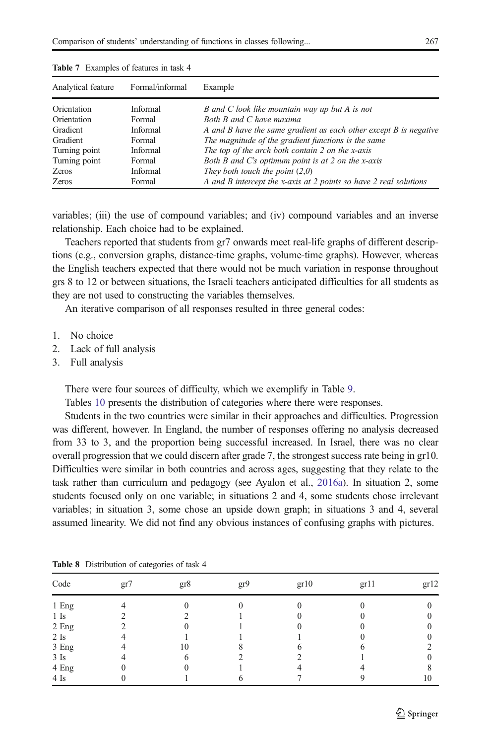**Table 7** Examples of features in task 4

| Analytical feature | Formal/informal | Example |
|---|---|---|
| Orientation | Informal | *B and C look like mountain way up but A is not* |
| Orientation | Formal | *Both B and C have maxima* |
| Gradient | Informal | *A and B have the same gradient as each other except B is negative* |
| Gradient | Formal | *The magnitude of the gradient functions is the same* |
| Turning point | Informal | *The top of the arch both contain 2 on the x-axis* |
| Turning point | Formal | *Both B and C's optimum point is at 2 on the x-axis* |
| Zeros | Informal | *They both touch the point (2,0)* |
| Zeros | Formal | *A and B intercept the x-axis at 2 points so have 2 real solutions* |

variables; (iii) the use of compound variables; and (iv) compound variables and an inverse relationship. Each choice had to be explained.

Teachers reported that students from gr7 onwards meet real-life graphs of different descriptions (e.g., conversion graphs, distance-time graphs, volume-time graphs). However, whereas the English teachers expected that there would not be much variation in response throughout grs 8 to 12 or between situations, the Israeli teachers anticipated difficulties for all students as they are not used to constructing the variables themselves.

An iterative comparison of all responses resulted in three general codes:

1. No choice
2. Lack of full analysis
3. Full analysis

There were four sources of difficulty, which we exemplify in Table 9.

Tables 10 presents the distribution of categories where there were responses.

Students in the two countries were similar in their approaches and difficulties. Progression was different, however. In England, the number of responses offering no analysis decreased from 33 to 3, and the proportion being successful increased. In Israel, there was no clear overall progression that we could discern after grade 7, the strongest success rate being in gr10. Difficulties were similar in both countries and across ages, suggesting that they relate to the task rather than curriculum and pedagogy (see Ayalon et al., 2016a). In situation 2, some students focused only on one variable; in situations 2 and 4, some students chose irrelevant variables; in situation 3, some chose an upside down graph; in situations 3 and 4, several assumed linearity. We did not find any obvious instances of confusing graphs with pictures.

**Table 8** Distribution of categories of task 4

| Code | gr7 | gr8 | gr9 | gr10 | gr11 | gr12 |
|---|---|---|---|---|---|---|
| 1 Eng | 4 | 0 | 0 | 0 | 0 | 0 |
| 1 Is | 2 | 2 | 1 | 0 | 0 | 0 |
| 2 Eng | 2 | 0 | 1 | 0 | 0 | 0 |
| 2 Is | 4 | 1 | 1 | 1 | 0 | 0 |
| 3 Eng | 4 | 10 | 8 | 6 | 6 | 2 |
| 3 Is | 4 | 6 | 2 | 2 | 1 | 0 |
| 4 Eng | 0 | 0 | 1 | 4 | 4 | 8 |
| 4 Is | 0 | 1 | 6 | 7 | 9 | 10 |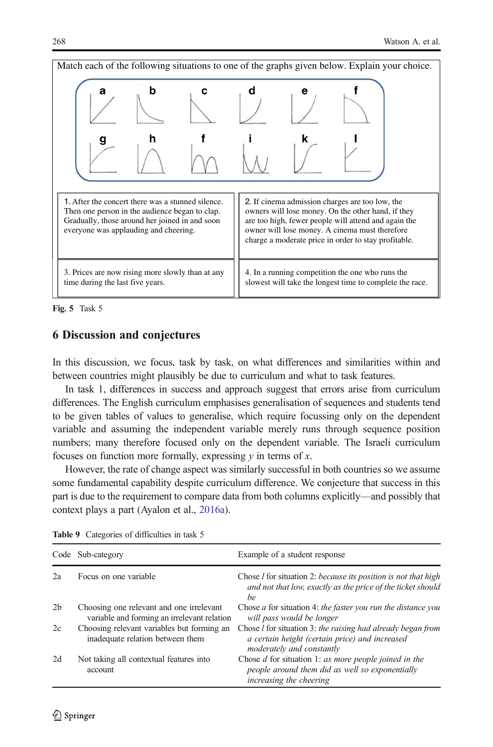Match each of the following situations to one of the graphs given below. Explain your choice.

| | |
|---|---|
| 1. After the concert there was a stunned silence. Then one person in the audience began to clap. Gradually, those around her joined in and soon everyone was applauding and cheering. | 2. If cinema admission charges are too low, the owners will lose money. On the other hand, if they are too high, fewer people will attend and again the owner will lose money. A cinema must therefore charge a moderate price in order to stay profitable. |
| 3. Prices are now rising more slowly than at any time during the last five years. | 4. In a running competition the one who runs the slowest will take the longest time to complete the race. |

**Fig. 5** Task 5

## 6 Discussion and conjectures

In this discussion, we focus, task by task, on what differences and similarities within and between countries might plausibly be due to curriculum and what to task features.

In task 1, differences in success and approach suggest that errors arise from curriculum differences. The English curriculum emphasises generalisation of sequences and students tend to be given tables of values to generalise, which require focussing only on the dependent variable and assuming the independent variable merely runs through sequence position numbers; many therefore focused only on the dependent variable. The Israeli curriculum focuses on function more formally, expressing $y$ in terms of $x$.

However, the rate of change aspect was similarly successful in both countries so we assume some fundamental capability despite curriculum difference. We conjecture that success in this part is due to the requirement to compare data from both columns explicitly—and possibly that context plays a part (Ayalon et al., 2016a).

**Table 9** Categories of difficulties in task 5

| Code | Sub-category | Example of a student response |
|---|---|---|
| 2a | Focus on one variable | Chose *l* for situation 2: *because its position is not that high and not that low, exactly as the price of the ticket should be* |
| 2b | Choosing one relevant and one irrelevant variable and forming an irrelevant relation | Chose *a* for situation 4: *the faster you run the distance you will pass would be longer* |
| 2c | Choosing relevant variables but forming an inadequate relation between them | Chose *l* for situation 3: *the raising had already began from a certain height (certain price) and increased moderately and constantly* |
| 2d | Not taking all contextual features into account | Chose *d* for situation 1: *as more people joined in the people around them did as well so exponentially increasing the cheering* |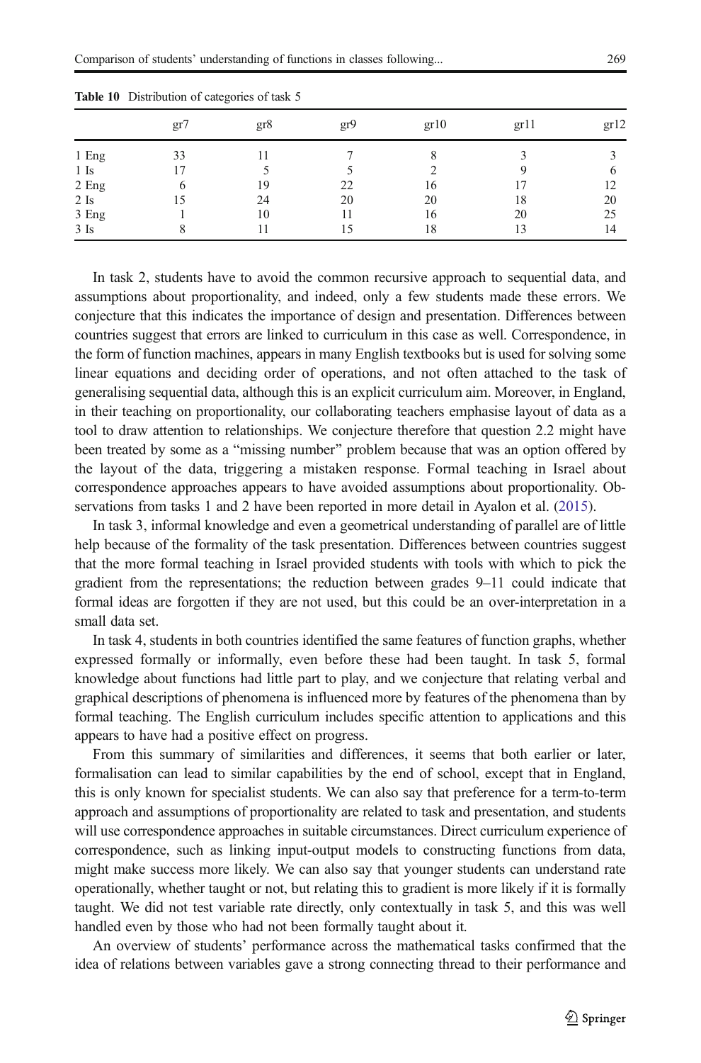**Table 10** Distribution of categories of task 5

| | gr7 | gr8 | gr9 | gr10 | gr11 | gr12 |
|---|---|---|---|---|---|---|
| 1 Eng | 33 | 11 | 7 | 8 | 3 | 3 |
| 1 Is | 17 | 5 | 5 | 2 | 9 | 6 |
| 2 Eng | 6 | 19 | 22 | 16 | 17 | 12 |
| 2 Is | 15 | 24 | 20 | 20 | 18 | 20 |
| 3 Eng | 1 | 10 | 11 | 16 | 20 | 25 |
| 3 Is | 8 | 11 | 15 | 18 | 13 | 14 |

In task 2, students have to avoid the common recursive approach to sequential data, and assumptions about proportionality, and indeed, only a few students made these errors. We conjecture that this indicates the importance of design and presentation. Differences between countries suggest that errors are linked to curriculum in this case as well. Correspondence, in the form of function machines, appears in many English textbooks but is used for solving some linear equations and deciding order of operations, and not often attached to the task of generalising sequential data, although this is an explicit curriculum aim. Moreover, in England, in their teaching on proportionality, our collaborating teachers emphasise layout of data as a tool to draw attention to relationships. We conjecture therefore that question 2.2 might have been treated by some as a "missing number" problem because that was an option offered by the layout of the data, triggering a mistaken response. Formal teaching in Israel about correspondence approaches appears to have avoided assumptions about proportionality. Observations from tasks 1 and 2 have been reported in more detail in Ayalon et al. (2015).

In task 3, informal knowledge and even a geometrical understanding of parallel are of little help because of the formality of the task presentation. Differences between countries suggest that the more formal teaching in Israel provided students with tools with which to pick the gradient from the representations; the reduction between grades 9–11 could indicate that formal ideas are forgotten if they are not used, but this could be an over-interpretation in a small data set.

In task 4, students in both countries identified the same features of function graphs, whether expressed formally or informally, even before these had been taught. In task 5, formal knowledge about functions had little part to play, and we conjecture that relating verbal and graphical descriptions of phenomena is influenced more by features of the phenomena than by formal teaching. The English curriculum includes specific attention to applications and this appears to have had a positive effect on progress.

From this summary of similarities and differences, it seems that both earlier or later, formalisation can lead to similar capabilities by the end of school, except that in England, this is only known for specialist students. We can also say that preference for a term-to-term approach and assumptions of proportionality are related to task and presentation, and students will use correspondence approaches in suitable circumstances. Direct curriculum experience of correspondence, such as linking input-output models to constructing functions from data, might make success more likely. We can also say that younger students can understand rate operationally, whether taught or not, but relating this to gradient is more likely if it is formally taught. We did not test variable rate directly, only contextually in task 5, and this was well handled even by those who had not been formally taught about it.

An overview of students' performance across the mathematical tasks confirmed that the idea of relations between variables gave a strong connecting thread to their performance and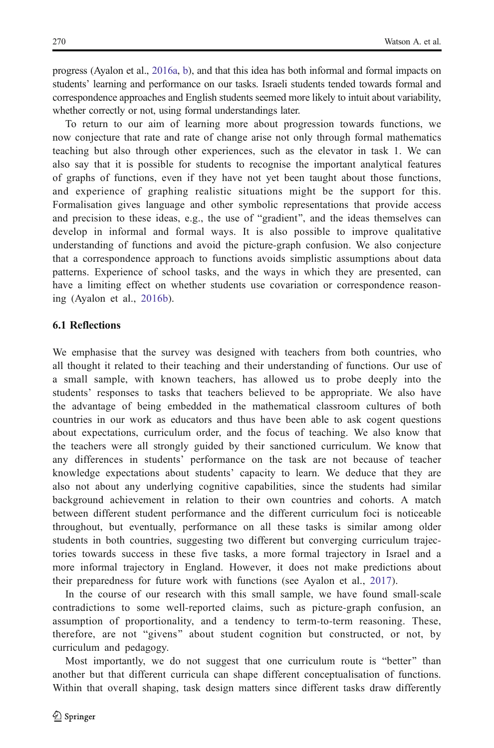progress (Ayalon et al., 2016a, b), and that this idea has both informal and formal impacts on students' learning and performance on our tasks. Israeli students tended towards formal and correspondence approaches and English students seemed more likely to intuit about variability, whether correctly or not, using formal understandings later.

To return to our aim of learning more about progression towards functions, we now conjecture that rate and rate of change arise not only through formal mathematics teaching but also through other experiences, such as the elevator in task 1. We can also say that it is possible for students to recognise the important analytical features of graphs of functions, even if they have not yet been taught about those functions, and experience of graphing realistic situations might be the support for this. Formalisation gives language and other symbolic representations that provide access and precision to these ideas, e.g., the use of "gradient", and the ideas themselves can develop in informal and formal ways. It is also possible to improve qualitative understanding of functions and avoid the picture-graph confusion. We also conjecture that a correspondence approach to functions avoids simplistic assumptions about data patterns. Experience of school tasks, and the ways in which they are presented, can have a limiting effect on whether students use covariation or correspondence reasoning (Ayalon et al., 2016b).

### 6.1 Reflections

We emphasise that the survey was designed with teachers from both countries, who all thought it related to their teaching and their understanding of functions. Our use of a small sample, with known teachers, has allowed us to probe deeply into the students' responses to tasks that teachers believed to be appropriate. We also have the advantage of being embedded in the mathematical classroom cultures of both countries in our work as educators and thus have been able to ask cogent questions about expectations, curriculum order, and the focus of teaching. We also know that the teachers were all strongly guided by their sanctioned curriculum. We know that any differences in students' performance on the task are not because of teacher knowledge expectations about students' capacity to learn. We deduce that they are also not about any underlying cognitive capabilities, since the students had similar background achievement in relation to their own countries and cohorts. A match between different student performance and the different curriculum foci is noticeable throughout, but eventually, performance on all these tasks is similar among older students in both countries, suggesting two different but converging curriculum trajectories towards success in these five tasks, a more formal trajectory in Israel and a more informal trajectory in England. However, it does not make predictions about their preparedness for future work with functions (see Ayalon et al., 2017).

In the course of our research with this small sample, we have found small-scale contradictions to some well-reported claims, such as picture-graph confusion, an assumption of proportionality, and a tendency to term-to-term reasoning. These, therefore, are not "givens" about student cognition but constructed, or not, by curriculum and pedagogy.

Most importantly, we do not suggest that one curriculum route is "better" than another but that different curricula can shape different conceptualisation of functions. Within that overall shaping, task design matters since different tasks draw differently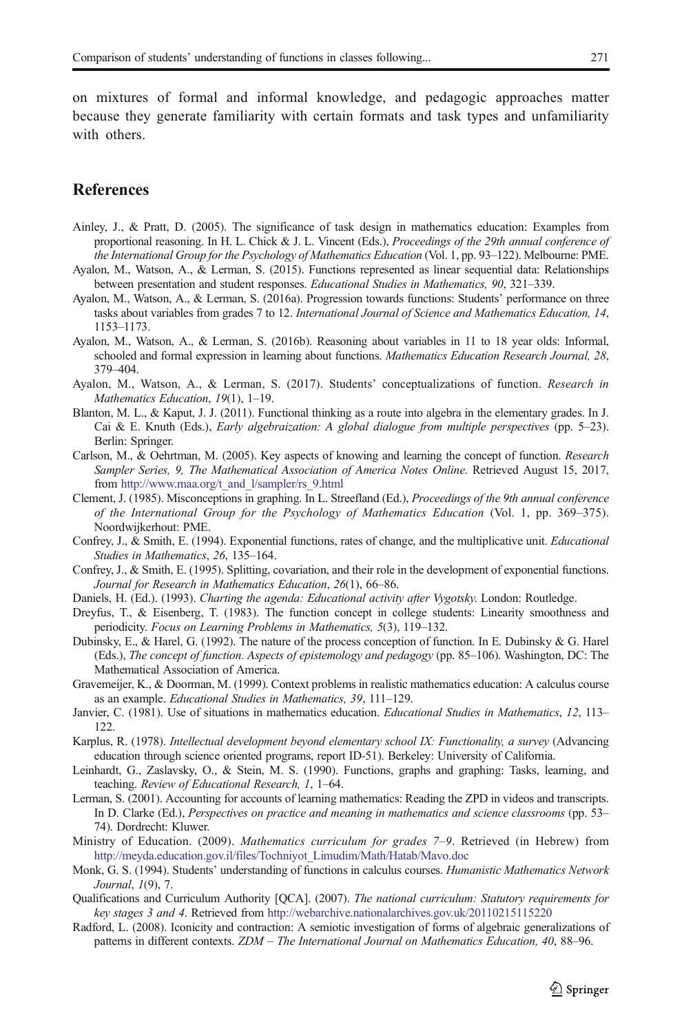on mixtures of formal and informal knowledge, and pedagogic approaches matter because they generate familiarity with certain formats and task types and unfamiliarity with others.

## References

Ainley, J., & Pratt, D. (2005). The significance of task design in mathematics education: Examples from proportional reasoning. In H. L. Chick & J. L. Vincent (Eds.), *Proceedings of the 29th annual conference of the International Group for the Psychology of Mathematics Education* (Vol. 1, pp. 93–122). Melbourne: PME.

Ayalon, M., Watson, A., & Lerman, S. (2015). Functions represented as linear sequential data: Relationships between presentation and student responses. *Educational Studies in Mathematics, 90*, 321–339.

Ayalon, M., Watson, A., & Lerman, S. (2016a). Progression towards functions: Students' performance on three tasks about variables from grades 7 to 12. *International Journal of Science and Mathematics Education, 14*, 1153–1173.

Ayalon, M., Watson, A., & Lerman, S. (2016b). Reasoning about variables in 11 to 18 year olds: Informal, schooled and formal expression in learning about functions. *Mathematics Education Research Journal, 28*, 379–404.

Ayalon, M., Watson, A., & Lerman, S. (2017). Students' conceptualizations of function. *Research in Mathematics Education*, *19*(1), 1–19.

Blanton, M. L., & Kaput, J. J. (2011). Functional thinking as a route into algebra in the elementary grades. In J. Cai & E. Knuth (Eds.), *Early algebraization: A global dialogue from multiple perspectives* (pp. 5–23). Berlin: Springer.

Carlson, M., & Oehrtman, M. (2005). Key aspects of knowing and learning the concept of function. *Research Sampler Series, 9, The Mathematical Association of America Notes Online*. Retrieved August 15, 2017, from http://www.maa.org/t_and_l/sampler/rs_9.html

Clement, J. (1985). Misconceptions in graphing. In L. Streefland (Ed.), *Proceedings of the 9th annual conference of the International Group for the Psychology of Mathematics Education* (Vol. 1, pp. 369–375). Noordwijkerhout: PME.

Confrey, J., & Smith, E. (1994). Exponential functions, rates of change, and the multiplicative unit. *Educational Studies in Mathematics*, *26*, 135–164.

Confrey, J., & Smith, E. (1995). Splitting, covariation, and their role in the development of exponential functions. *Journal for Research in Mathematics Education*, *26*(1), 66–86.

Daniels, H. (Ed.). (1993). *Charting the agenda: Educational activity after Vygotsky*. London: Routledge.

Dreyfus, T., & Eisenberg, T. (1983). The function concept in college students: Linearity smoothness and periodicity. *Focus on Learning Problems in Mathematics, 5*(3), 119–132.

Dubinsky, E., & Harel, G. (1992). The nature of the process conception of function. In E. Dubinsky & G. Harel (Eds.), *The concept of function. Aspects of epistemology and pedagogy* (pp. 85–106). Washington, DC: The Mathematical Association of America.

Gravemeijer, K., & Doorman, M. (1999). Context problems in realistic mathematics education: A calculus course as an example. *Educational Studies in Mathematics, 39*, 111–129.

Janvier, C. (1981). Use of situations in mathematics education. *Educational Studies in Mathematics*, *12*, 113–122.

Karplus, R. (1978). *Intellectual development beyond elementary school IX: Functionality, a survey* (Advancing education through science oriented programs, report ID-51). Berkeley: University of California.

Leinhardt, G., Zaslavsky, O., & Stein, M. S. (1990). Functions, graphs and graphing: Tasks, learning, and teaching. *Review of Educational Research, 1*, 1–64.

Lerman, S. (2001). Accounting for accounts of learning mathematics: Reading the ZPD in videos and transcripts. In D. Clarke (Ed.), *Perspectives on practice and meaning in mathematics and science classrooms* (pp. 53–74). Dordrecht: Kluwer.

Ministry of Education. (2009). *Mathematics curriculum for grades 7–9*. Retrieved (in Hebrew) from http://meyda.education.gov.il/files/Tochniyot_Limudim/Math/Hatab/Mavo.doc

Monk, G. S. (1994). Students' understanding of functions in calculus courses. *Humanistic Mathematics Network Journal*, *1*(9), 7.

Qualifications and Curriculum Authority [QCA]. (2007). *The national curriculum: Statutory requirements for key stages 3 and 4*. Retrieved from http://webarchive.nationalarchives.gov.uk/20110215115220

Radford, L. (2008). Iconicity and contraction: A semiotic investigation of forms of algebraic generalizations of patterns in different contexts. *ZDM – The International Journal on Mathematics Education, 40*, 88–96.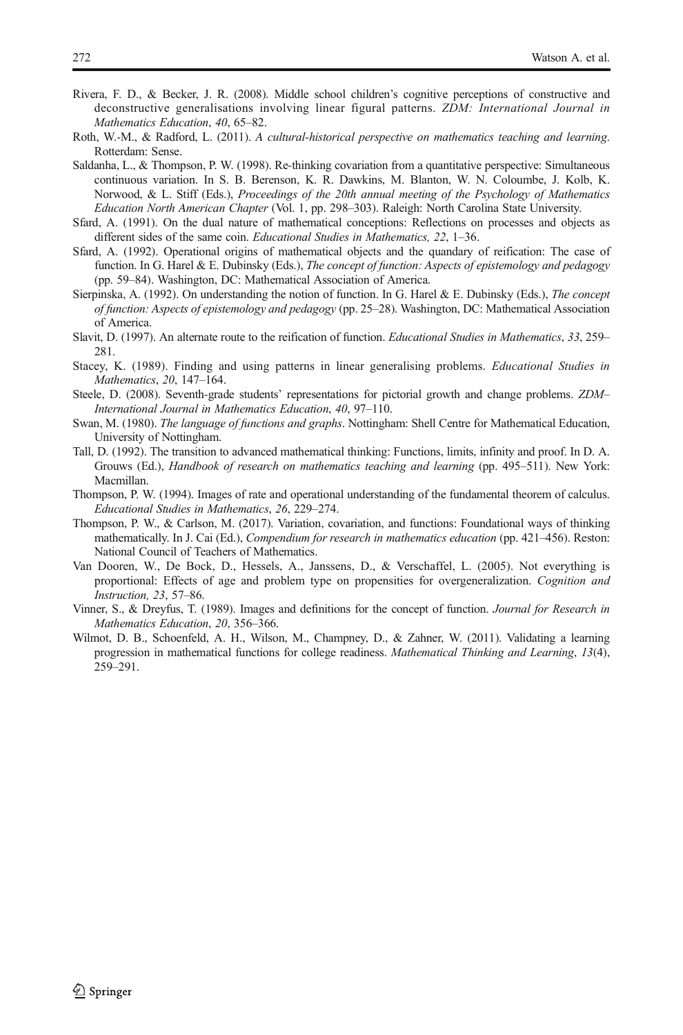Rivera, F. D., & Becker, J. R. (2008). Middle school children's cognitive perceptions of constructive and deconstructive generalisations involving linear figural patterns. *ZDM: International Journal in Mathematics Education*, *40*, 65–82.

Roth, W.-M., & Radford, L. (2011). *A cultural-historical perspective on mathematics teaching and learning*. Rotterdam: Sense.

Saldanha, L., & Thompson, P. W. (1998). Re-thinking covariation from a quantitative perspective: Simultaneous continuous variation. In S. B. Berenson, K. R. Dawkins, M. Blanton, W. N. Coloumbe, J. Kolb, K. Norwood, & L. Stiff (Eds.), *Proceedings of the 20th annual meeting of the Psychology of Mathematics Education North American Chapter* (Vol. 1, pp. 298–303). Raleigh: North Carolina State University.

Sfard, A. (1991). On the dual nature of mathematical conceptions: Reflections on processes and objects as different sides of the same coin. *Educational Studies in Mathematics, 22*, 1–36.

Sfard, A. (1992). Operational origins of mathematical objects and the quandary of reification: The case of function. In G. Harel & E. Dubinsky (Eds.), *The concept of function: Aspects of epistemology and pedagogy* (pp. 59–84). Washington, DC: Mathematical Association of America.

Sierpinska, A. (1992). On understanding the notion of function. In G. Harel & E. Dubinsky (Eds.), *The concept of function: Aspects of epistemology and pedagogy* (pp. 25–28). Washington, DC: Mathematical Association of America.

Slavit, D. (1997). An alternate route to the reification of function. *Educational Studies in Mathematics*, *33*, 259–281.

Stacey, K. (1989). Finding and using patterns in linear generalising problems. *Educational Studies in Mathematics*, *20*, 147–164.

Steele, D. (2008). Seventh-grade students' representations for pictorial growth and change problems. *ZDM–International Journal in Mathematics Education*, *40*, 97–110.

Swan, M. (1980). *The language of functions and graphs*. Nottingham: Shell Centre for Mathematical Education, University of Nottingham.

Tall, D. (1992). The transition to advanced mathematical thinking: Functions, limits, infinity and proof. In D. A. Grouws (Ed.), *Handbook of research on mathematics teaching and learning* (pp. 495–511). New York: Macmillan.

Thompson, P. W. (1994). Images of rate and operational understanding of the fundamental theorem of calculus. *Educational Studies in Mathematics*, *26*, 229–274.

Thompson, P. W., & Carlson, M. (2017). Variation, covariation, and functions: Foundational ways of thinking mathematically. In J. Cai (Ed.), *Compendium for research in mathematics education* (pp. 421–456). Reston: National Council of Teachers of Mathematics.

Van Dooren, W., De Bock, D., Hessels, A., Janssens, D., & Verschaffel, L. (2005). Not everything is proportional: Effects of age and problem type on propensities for overgeneralization. *Cognition and Instruction, 23*, 57–86.

Vinner, S., & Dreyfus, T. (1989). Images and definitions for the concept of function. *Journal for Research in Mathematics Education*, *20*, 356–366.

Wilmot, D. B., Schoenfeld, A. H., Wilson, M., Champney, D., & Zahner, W. (2011). Validating a learning progression in mathematical functions for college readiness. *Mathematical Thinking and Learning*, *13*(4), 259–291.